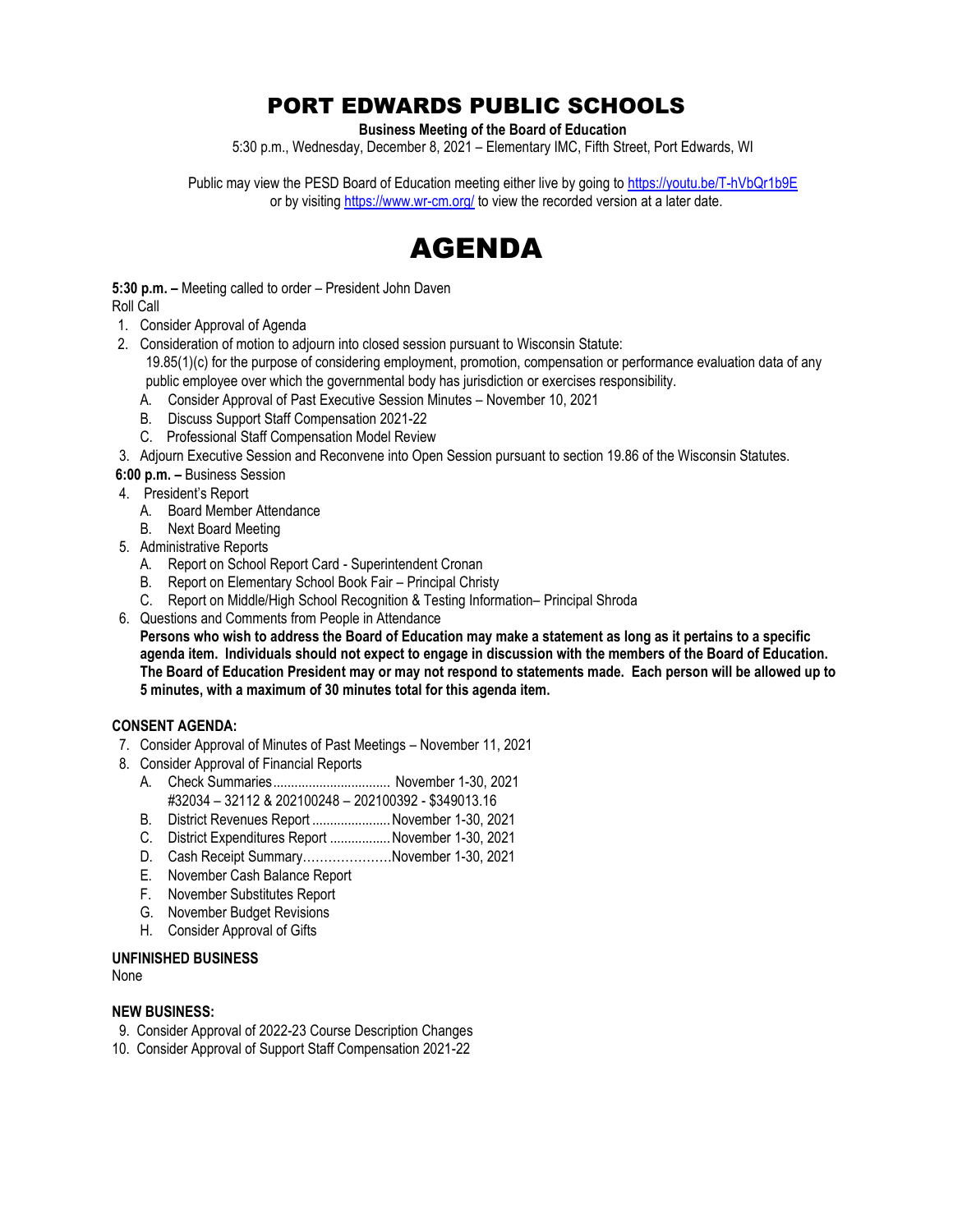# PORT EDWARDS PUBLIC SCHOOLS

**Business Meeting of the Board of Education**

5:30 p.m., Wednesday, December 8, 2021 – Elementary IMC, Fifth Street, Port Edwards, WI

Public may view the PESD Board of Education meeting either live by going to https://youtu.be/T-hVbQr1b9E or by visiting https://www.wr-cm.org/ to view the recorded version at a later date.

# AGENDA

**5:30 p.m. –** Meeting called to order – President John Daven

Roll Call

1. Consider Approval of Agenda
2. Consideration of motion to adjourn into closed session pursuant to Wisconsin Statute: 19.85(1)(c) for the purpose of considering employment, promotion, compensation or performance evaluation data of any public employee over which the governmental body has jurisdiction or exercises responsibility.
   - A. Consider Approval of Past Executive Session Minutes – November 10, 2021
   - B. Discuss Support Staff Compensation 2021-22
   - C. Professional Staff Compensation Model Review
3. Adjourn Executive Session and Reconvene into Open Session pursuant to section 19.86 of the Wisconsin Statutes.

**6:00 p.m. –** Business Session

4. President's Report
   - A. Board Member Attendance
   - B. Next Board Meeting
5. Administrative Reports
   - A. Report on School Report Card - Superintendent Cronan
   - B. Report on Elementary School Book Fair – Principal Christy
   - C. Report on Middle/High School Recognition & Testing Information– Principal Shroda
6. Questions and Comments from People in Attendance

   **Persons who wish to address the Board of Education may make a statement as long as it pertains to a specific agenda item. Individuals should not expect to engage in discussion with the members of the Board of Education. The Board of Education President may or may not respond to statements made. Each person will be allowed up to 5 minutes, with a maximum of 30 minutes total for this agenda item.**

**CONSENT AGENDA:**

7. Consider Approval of Minutes of Past Meetings – November 11, 2021
8. Consider Approval of Financial Reports
   - A. Check Summaries................................ November 1-30, 2021
     #32034 – 32112 & 202100248 – 202100392 - $349013.16
   - B. District Revenues Report ...................... November 1-30, 2021
   - C. District Expenditures Report ................. November 1-30, 2021
   - D. Cash Receipt Summary…………………November 1-30, 2021
   - E. November Cash Balance Report
   - F. November Substitutes Report
   - G. November Budget Revisions
   - H. Consider Approval of Gifts

**UNFINISHED BUSINESS**

None

**NEW BUSINESS:**

9. Consider Approval of 2022-23 Course Description Changes
10. Consider Approval of Support Staff Compensation 2021-22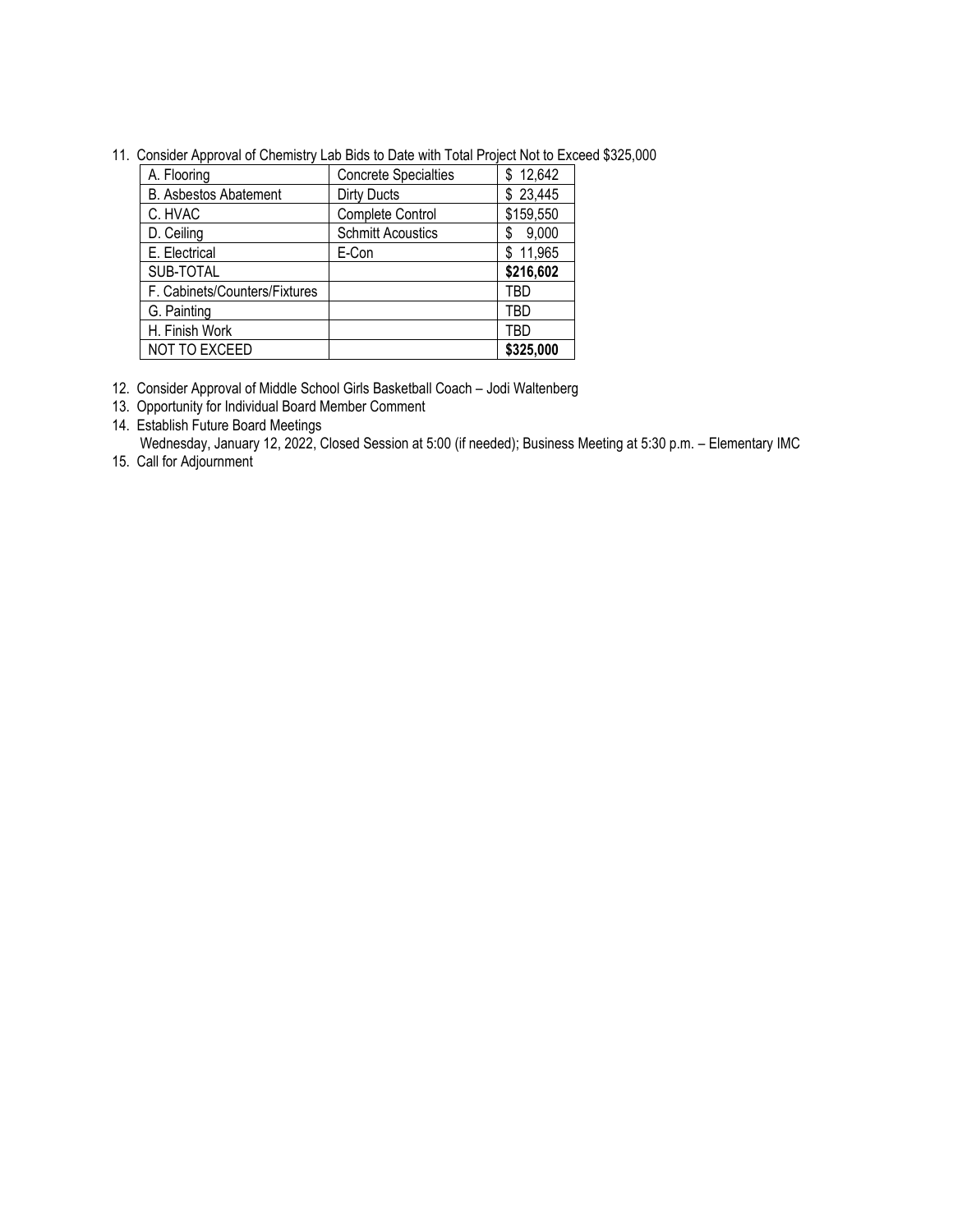11. Consider Approval of Chemistry Lab Bids to Date with Total Project Not to Exceed $325,000

| | | |
|---|---|---|
| A. Flooring | Concrete Specialties | $ 12,642 |
| B. Asbestos Abatement | Dirty Ducts | $ 23,445 |
| C. HVAC | Complete Control | $159,550 |
| D. Ceiling | Schmitt Acoustics | $ 9,000 |
| E. Electrical | E-Con | $ 11,965 |
| SUB-TOTAL | | **$216,602** |
| F. Cabinets/Counters/Fixtures | | TBD |
| G. Painting | | TBD |
| H. Finish Work | | TBD |
| NOT TO EXCEED | | **$325,000** |

12. Consider Approval of Middle School Girls Basketball Coach – Jodi Waltenberg
13. Opportunity for Individual Board Member Comment
14. Establish Future Board Meetings
    Wednesday, January 12, 2022, Closed Session at 5:00 (if needed); Business Meeting at 5:30 p.m. – Elementary IMC
15. Call for Adjournment